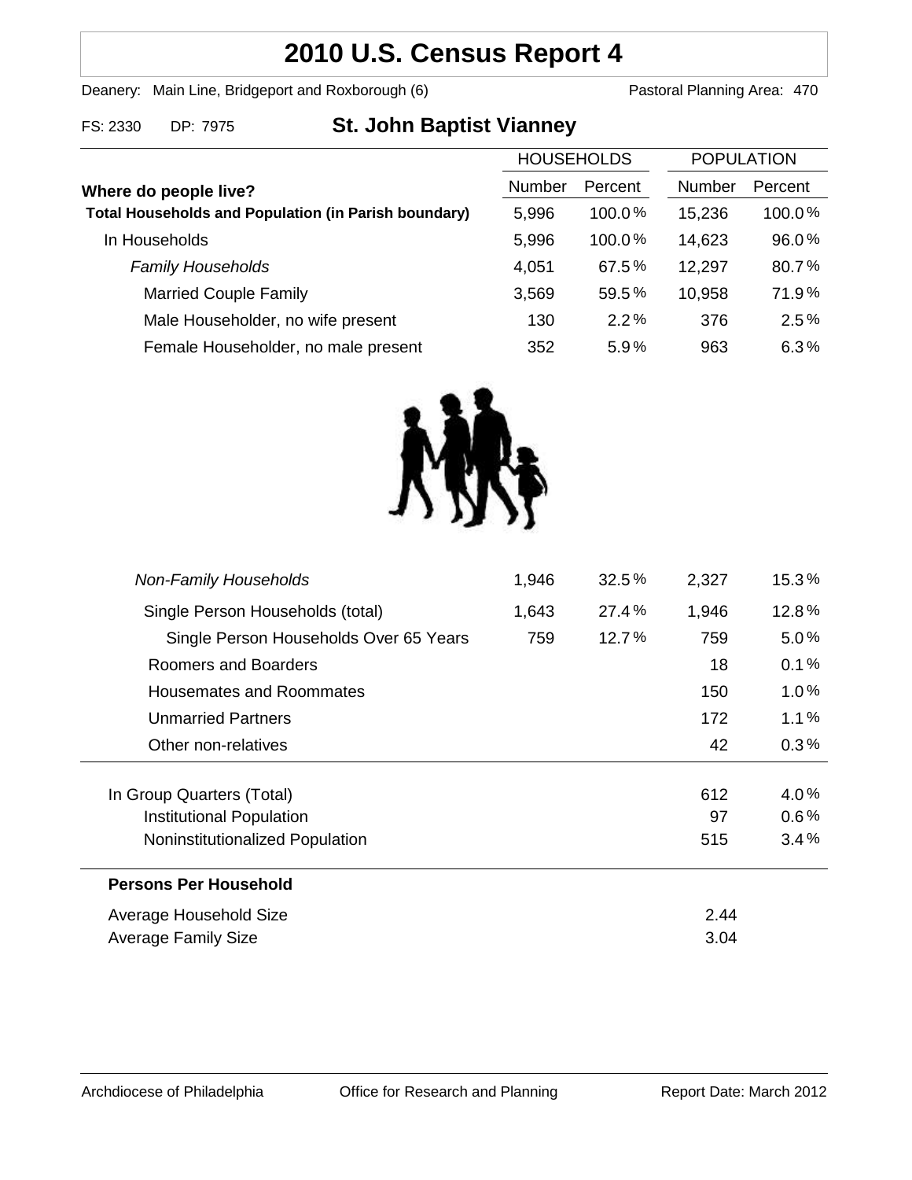# 2010 U.S. Census Report 4

Deanery: Main Line, Bridgeport and Roxborough (6) Pastoral Planning Area: 470

FS: 2330 DP: 7975

## St. John Baptist Vianney

| | HOUSEHOLDS | | POPULATION | |
|---|---|---|---|---|
| **Where do people live?** | Number | Percent | Number | Percent |
| **Total Households and Population (in Parish boundary)** | 5,996 | 100.0% | 15,236 | 100.0% |
| In Households | 5,996 | 100.0% | 14,623 | 96.0% |
| *Family Households* | 4,051 | 67.5% | 12,297 | 80.7% |
| Married Couple Family | 3,569 | 59.5% | 10,958 | 71.9% |
| Male Householder, no wife present | 130 | 2.2% | 376 | 2.5% |
| Female Householder, no male present | 352 | 5.9% | 963 | 6.3% |
| *Non-Family Households* | 1,946 | 32.5% | 2,327 | 15.3% |
| Single Person Households (total) | 1,643 | 27.4% | 1,946 | 12.8% |
| Single Person Households Over 65 Years | 759 | 12.7% | 759 | 5.0% |
| Roomers and Boarders | | | 18 | 0.1% |
| Housemates and Roommates | | | 150 | 1.0% |
| Unmarried Partners | | | 172 | 1.1% |
| Other non-relatives | | | 42 | 0.3% |
| In Group Quarters (Total) | | | 612 | 4.0% |
| Institutional Population | | | 97 | 0.6% |
| Noninstitutionalized Population | | | 515 | 3.4% |

**Persons Per Household**

| | |
|---|---|
| Average Household Size | 2.44 |
| Average Family Size | 3.04 |

Archdiocese of Philadelphia Office for Research and Planning Report Date: March 2012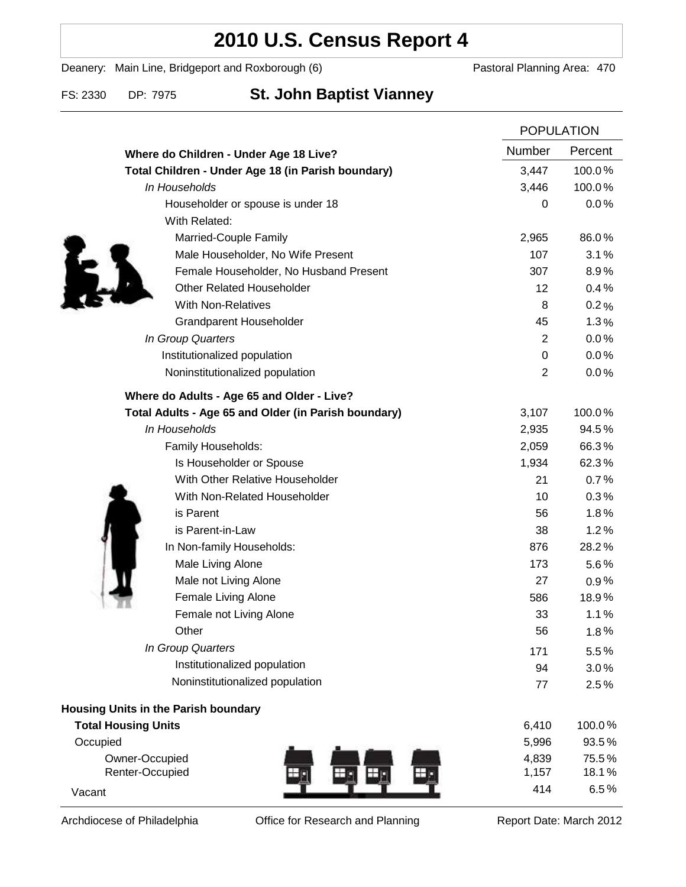# 2010 U.S. Census Report 4

Deanery: Main Line, Bridgeport and Roxborough (6) Pastoral Planning Area: 470

FS: 2330 DP: 7975 **St. John Baptist Vianney**

| | POPULATION | |
|---|---|---|
| | Number | Percent |
| **Where do Children - Under Age 18 Live?** | | |
| **Total Children - Under Age 18 (in Parish boundary)** | 3,447 | 100.0% |
| *In Households* | 3,446 | 100.0% |
| Householder or spouse is under 18 | 0 | 0.0% |
| With Related: | | |
| Married-Couple Family | 2,965 | 86.0% |
| Male Householder, No Wife Present | 107 | 3.1% |
| Female Householder, No Husband Present | 307 | 8.9% |
| Other Related Householder | 12 | 0.4% |
| With Non-Relatives | 8 | 0.2% |
| Grandparent Householder | 45 | 1.3% |
| *In Group Quarters* | 2 | 0.0% |
| Institutionalized population | 0 | 0.0% |
| Noninstitutionalized population | 2 | 0.0% |
| **Where do Adults - Age 65 and Older - Live?** | | |
| **Total Adults - Age 65 and Older (in Parish boundary)** | 3,107 | 100.0% |
| *In Households* | 2,935 | 94.5% |
| Family Households: | 2,059 | 66.3% |
| Is Householder or Spouse | 1,934 | 62.3% |
| With Other Relative Householder | 21 | 0.7% |
| With Non-Related Householder | 10 | 0.3% |
| is Parent | 56 | 1.8% |
| is Parent-in-Law | 38 | 1.2% |
| In Non-family Households: | 876 | 28.2% |
| Male Living Alone | 173 | 5.6% |
| Male not Living Alone | 27 | 0.9% |
| Female Living Alone | 586 | 18.9% |
| Female not Living Alone | 33 | 1.1% |
| Other | 56 | 1.8% |
| *In Group Quarters* | 171 | 5.5% |
| Institutionalized population | 94 | 3.0% |
| Noninstitutionalized population | 77 | 2.5% |
| **Housing Units in the Parish boundary** | | |
| **Total Housing Units** | 6,410 | 100.0% |
| Occupied | 5,996 | 93.5% |
| Owner-Occupied | 4,839 | 75.5% |
| Renter-Occupied | 1,157 | 18.1% |
| Vacant | 414 | 6.5% |

Archdiocese of Philadelphia Office for Research and Planning Report Date: March 2012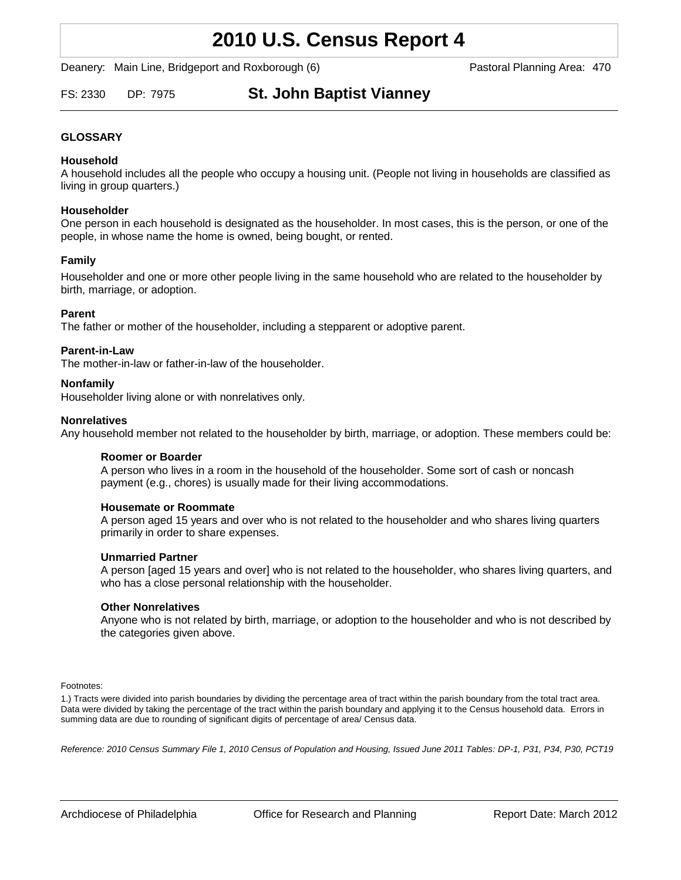# 2010 U.S. Census Report 4

Deanery: Main Line, Bridgeport and Roxborough (6) Pastoral Planning Area: 470

FS: 2330 DP: 7975 **St. John Baptist Vianney**

## GLOSSARY

**Household**
A household includes all the people who occupy a housing unit. (People not living in households are classified as living in group quarters.)

**Householder**
One person in each household is designated as the householder. In most cases, this is the person, or one of the people, in whose name the home is owned, being bought, or rented.

**Family**
Householder and one or more other people living in the same household who are related to the householder by birth, marriage, or adoption.

**Parent**
The father or mother of the householder, including a stepparent or adoptive parent.

**Parent-in-Law**
The mother-in-law or father-in-law of the householder.

**Nonfamily**
Householder living alone or with nonrelatives only.

**Nonrelatives**
Any household member not related to the householder by birth, marriage, or adoption. These members could be:

> **Roomer or Boarder**
> A person who lives in a room in the household of the householder. Some sort of cash or noncash payment (e.g., chores) is usually made for their living accommodations.
>
> **Housemate or Roommate**
> A person aged 15 years and over who is not related to the householder and who shares living quarters primarily in order to share expenses.
>
> **Unmarried Partner**
> A person [aged 15 years and over] who is not related to the householder, who shares living quarters, and who has a close personal relationship with the householder.
>
> **Other Nonrelatives**
> Anyone who is not related by birth, marriage, or adoption to the householder and who is not described by the categories given above.

Footnotes:

1.) Tracts were divided into parish boundaries by dividing the percentage area of tract within the parish boundary from the total tract area. Data were divided by taking the percentage of the tract within the parish boundary and applying it to the Census household data. Errors in summing data are due to rounding of significant digits of percentage of area/ Census data.

*Reference: 2010 Census Summary File 1, 2010 Census of Population and Housing, Issued June 2011 Tables: DP-1, P31, P34, P30, PCT19*

Archdiocese of Philadelphia Office for Research and Planning Report Date: March 2012